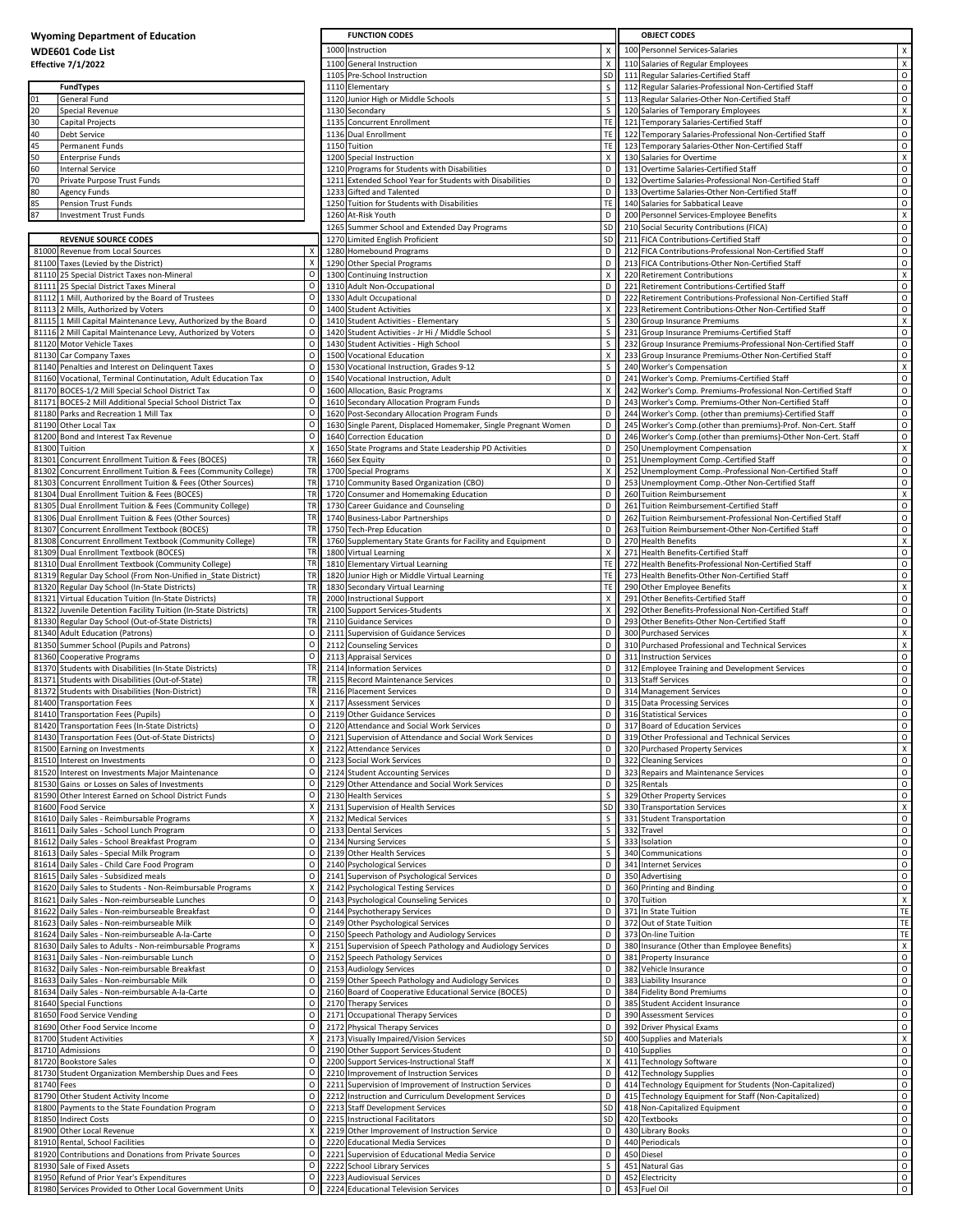## Wyoming Department of Education

**WDE601 Code List**

**Effective 7/1/2022**

| FundTypes | |
|---|---|
| 01 | General Fund |
| 20 | Special Revenue |
| 30 | Capital Projects |
| 40 | Debt Service |
| 45 | Permanent Funds |
| 50 | Enterprise Funds |
| 60 | Internal Service |
| 70 | Private Purpose Trust Funds |
| 80 | Agency Funds |
| 85 | Pension Trust Funds |
| 87 | Investment Trust Funds |

### REVENUE SOURCE CODES

| Code | Description | |
|---|---|---|
| 81000 | Revenue from Local Sources | X |
| 81100 | Taxes (Levied by the District) | X |
| 81110 | 25 Special District Taxes non-Mineral | O |
| 81111 | 25 Special District Taxes Mineral | O |
| 81112 | 1 Mill, Authorized by the Board of Trustees | O |
| 81113 | 2 Mills, Authorized by Voters | O |
| 81115 | 1 Mill Capital Maintenance Levy, Authorized by the Board | O |
| 81116 | 2 Mill Capital Maintenance Levy, Authorized by Voters | O |
| 81120 | Motor Vehicle Taxes | O |
| 81130 | Car Company Taxes | O |
| 81140 | Penalties and Interest on Delinquent Taxes | O |
| 81160 | Vocational, Terminal Continutation, Adult Education Tax | O |
| 81170 | BOCES-1/2 Mill Special School District Tax | O |
| 81171 | BOCES-2 Mill Additional Special School District Tax | O |
| 81180 | Parks and Recreation 1 Mill Tax | O |
| 81190 | Other Local Tax | O |
| 81200 | Bond and Interest Tax Revenue | O |
| 81300 | Tuition | X |
| 81301 | Concurrent Enrollment Tuition & Fees (BOCES) | TR |
| 81302 | Concurrent Enrollment Tuition & Fees (Community College) | TR |
| 81303 | Concurrent Enrollment Tuition & Fees (Other Sources) | TR |
| 81304 | Dual Enrollment Tuition & Fees (BOCES) | TR |
| 81305 | Dual Enrollment Tuition & Fees (Community College) | TR |
| 81306 | Dual Enrollment Tuition & Fees (Other Sources) | TR |
| 81307 | Concurrent Enrollment Textbook (BOCES) | TR |
| 81308 | Concurrent Enrollment Textbook (Community College) | TR |
| 81309 | Dual Enrollment Textbook (BOCES) | TR |
| 81310 | Dual Enrollment Textbook (Community College) | TR |
| 81319 | Regular Day School (From Non-Unified in_State District) | TR |
| 81320 | Regular Day School (In-State Districts) | TR |
| 81321 | Virtual Education Tuition (In-State Districts) | TR |
| 81322 | Juvenile Detention Facility Tuition (In-State Districts) | TR |
| 81330 | Regular Day School (Out-of-State Districts) | TR |
| 81340 | Adult Education (Patrons) | O |
| 81350 | Summer School (Pupils and Patrons) | O |
| 81360 | Cooperative Programs | O |
| 81370 | Students with Disabilities (In-State Districts) | TR |
| 81371 | Students with Disabilities (Out-of-State) | TR |
| 81372 | Students with Disabilities (Non-District) | TR |
| 81400 | Transportation Fees | X |
| 81410 | Transportation Fees (Pupils) | O |
| 81420 | Transportation Fees (In-State Districts) | O |
| 81430 | Transportation Fees (Out-of-State Districts) | O |
| 81500 | Earning on Investments | X |
| 81510 | Interest on Investments | O |
| 81520 | Interest on Investments Major Maintenance | O |
| 81530 | Gains or Losses on Sales of Investments | O |
| 81590 | Other Interest Earned on School District Funds | O |
| 81600 | Food Service | X |
| 81610 | Daily Sales - Reimbursable Programs | X |
| 81611 | Daily Sales - School Lunch Program | O |
| 81612 | Daily Sales - School Breakfast Program | O |
| 81613 | Daily Sales - Special Milk Program | O |
| 81614 | Daily Sales - Child Care Food Program | O |
| 81615 | Daily Sales - Subsidized meals | O |
| 81620 | Daily Sales to Students - Non-Reimbursable Programs | X |
| 81621 | Daily Sales - Non-reimburseable Lunches | O |
| 81622 | Daily Sales - Non-reimburseable Breakfast | O |
| 81623 | Daily Sales - Non-reimburseable Milk | O |
| 81624 | Daily Sales - Non-reimburseable A-la-Carte | O |
| 81630 | Daily Sales to Adults - Non-reimbursable Programs | X |
| 81631 | Daily Sales - Non-reimbursable Lunch | O |
| 81632 | Daily Sales - Non-reimbursable Breakfast | O |
| 81633 | Daily Sales - Non-reimbursable Milk | O |
| 81634 | Daily Sales - Non-reimbursable A-la-Carte | O |
| 81640 | Special Functions | O |
| 81650 | Food Service Vending | O |
| 81690 | Other Food Service Income | O |
| 81700 | Student Activities | X |
| 81710 | Admissions | O |
| 81720 | Bookstore Sales | O |
| 81730 | Student Organization Membership Dues and Fees | O |
| 81740 | Fees | O |
| 81790 | Other Student Activity Income | O |
| 81800 | Payments to the State Foundation Program | O |
| 81850 | Indirect Costs | O |
| 81900 | Other Local Revenue | X |
| 81910 | Rental, School Facilities | O |
| 81920 | Contributions and Donations from Private Sources | O |
| 81930 | Sale of Fixed Assets | O |
| 81950 | Refund of Prior Year's Expenditures | O |
| 81980 | Services Provided to Other Local Government Units | O |

### FUNCTION CODES

| Code | Description | |
|---|---|---|
| 1000 | Instruction | X |
| 1100 | General Instruction | X |
| 1105 | Pre-School Instruction | SD |
| 1110 | Elementary | S |
| 1120 | Junior High or Middle Schools | S |
| 1130 | Secondary | S |
| 1135 | Concurrent Enrollment | TE |
| 1136 | Dual Enrollment | TE |
| 1150 | Tuition | TE |
| 1200 | Special Instruction | X |
| 1210 | Programs for Students with Disabilities | D |
| 1211 | Extended School Year for Students with Disabilities | D |
| 1233 | Gifted and Talented | D |
| 1250 | Tuition for Students with Disabilities | TE |
| 1260 | At-Risk Youth | D |
| 1265 | Summer School and Extended Day Programs | SD |
| 1270 | Limited English Proficient | SD |
| 1280 | Homebound Programs | D |
| 1290 | Other Special Programs | D |
| 1300 | Continuing Instruction | X |
| 1310 | Adult Non-Occupational | D |
| 1330 | Adult Occupational | D |
| 1400 | Student Activities | X |
| 1410 | Student Activities - Elementary | S |
| 1420 | Student Activities - Jr Hi / Middle School | S |
| 1430 | Student Activities - High School | S |
| 1500 | Vocational Education | X |
| 1530 | Vocational Instruction, Grades 9-12 | S |
| 1540 | Vocational Instruction, Adult | D |
| 1600 | Allocation, Basic Programs | X |
| 1610 | Secondary Allocation Program Funds | D |
| 1620 | Post-Secondary Allocation Program Funds | D |
| 1630 | Single Parent, Displaced Homemaker, Single Pregnant Women | D |
| 1640 | Correction Education | D |
| 1650 | State Programs and State Leadership PD Activities | D |
| 1660 | Sex Equity | D |
| 1700 | Special Programs | X |
| 1710 | Community Based Organization (CBO) | D |
| 1720 | Consumer and Homemaking Education | D |
| 1730 | Career Guidance and Counseling | D |
| 1740 | Business-Labor Partnerships | D |
| 1750 | Tech-Prep Education | D |
| 1760 | Supplementary State Grants for Facility and Equipment | D |
| 1800 | Virtual Learning | X |
| 1810 | Elementary Virtual Learning | TE |
| 1820 | Junior High or Middle Virtual Learning | TE |
| 1830 | Secondary Virtual Learning | TE |
| 2000 | Instructional Support | X |
| 2100 | Support Services-Students | X |
| 2110 | Guidance Services | D |
| 2111 | Supervision of Guidance Services | D |
| 2112 | Counseling Services | D |
| 2113 | Appraisal Services | D |
| 2114 | Information Services | D |
| 2115 | Record Maintenance Services | D |
| 2116 | Placement Services | D |
| 2117 | Assessment Services | D |
| 2119 | Other Guidance Services | D |
| 2120 | Attendance and Social Work Services | D |
| 2121 | Supervision of Attendance and Social Work Services | D |
| 2122 | Attendance Services | D |
| 2123 | Social Work Services | D |
| 2124 | Student Accounting Services | D |
| 2129 | Other Attendance and Social Work Services | D |
| 2130 | Health Services | S |
| 2131 | Supervision of Health Services | SD |
| 2132 | Medical Services | S |
| 2133 | Dental Services | S |
| 2134 | Nursing Services | S |
| 2139 | Other Health Services | S |
| 2140 | Psychological Services | D |
| 2141 | Supervison of Psychological Services | D |
| 2142 | Psychological Testing Services | D |
| 2143 | Psychological Counseling Services | D |
| 2144 | Psychotherapy Services | D |
| 2149 | Other Psychological Services | D |
| 2150 | Speech Pathology and Audiology Services | D |
| 2151 | Supervision of Speech Pathology and Audiology Services | D |
| 2152 | Speech Pathology Services | D |
| 2153 | Audiology Services | D |
| 2159 | Other Speech Pathology and Audiology Services | D |
| 2160 | Board of Cooperative Educational Service (BOCES) | D |
| 2170 | Therapy Services | D |
| 2171 | Occupational Therapy Services | D |
| 2172 | Physical Therapy Services | D |
| 2173 | Visually Impaired/Vision Services | SD |
| 2190 | Other Support Services-Student | D |
| 2200 | Support Services-Instructional Staff | X |
| 2210 | Improvement of Instruction Services | D |
| 2211 | Supervision of Improvement of Instruction Services | D |
| 2212 | Instruction and Curriculum Development Services | D |
| 2213 | Staff Development Services | SD |
| 2215 | Instructional Facilitators | SD |
| 2219 | Other Improvement of Instruction Service | D |
| 2220 | Educational Media Services | D |
| 2221 | Supervision of Educational Media Service | D |
| 2222 | School Library Services | S |
| 2223 | Audiovisual Services | D |
| 2224 | Educational Television Services | D |

### OBJECT CODES

| Code | Description | |
|---|---|---|
| 100 | Personnel Services-Salaries | X |
| 110 | Salaries of Regular Employees | X |
| 111 | Regular Salaries-Certified Staff | O |
| 112 | Regular Salaries-Professional Non-Certified Staff | O |
| 113 | Regular Salaries-Other Non-Certified Staff | O |
| 120 | Salaries of Temporary Employees | X |
| 121 | Temporary Salaries-Certified Staff | O |
| 122 | Temporary Salaries-Professional Non-Certified Staff | O |
| 123 | Temporary Salaries-Other Non-Certified Staff | O |
| 130 | Salaries for Overtime | X |
| 131 | Overtime Salaries-Certified Staff | O |
| 132 | Overtime Salaries-Professional Non-Certified Staff | O |
| 133 | Overtime Salaries-Other Non-Certified Staff | O |
| 140 | Salaries for Sabbatical Leave | O |
| 200 | Personnel Services-Employee Benefits | X |
| 210 | Social Security Contributions (FICA) | O |
| 211 | FICA Contributions-Certified Staff | O |
| 212 | FICA Contributions-Professional Non-Certified Staff | O |
| 213 | FICA Contributions-Other Non-Certified Staff | O |
| 220 | Retirement Contributions | X |
| 221 | Retirement Contributions-Certified Staff | O |
| 222 | Retirement Contributions-Professional Non-Certified Staff | O |
| 223 | Retirement Contributions-Other Non-Certified Staff | O |
| 230 | Group Insurance Premiums | X |
| 231 | Group Insurance Premiums-Certified Staff | O |
| 232 | Group Insurance Premiums-Professional Non-Certified Staff | O |
| 233 | Group Insurance Premiums-Other Non-Certified Staff | O |
| 240 | Worker's Compensation | X |
| 241 | Worker's Comp. Premiums-Certified Staff | O |
| 242 | Worker's Comp. Premiums-Professional Non-Certified Staff | O |
| 243 | Worker's Comp. Premiums-Other Non-Certified Staff | O |
| 244 | Worker's Comp. (other than premiums)-Certified Staff | O |
| 245 | Worker's Comp.(other than premiums)-Prof. Non-Cert. Staff | O |
| 246 | Worker's Comp.(other than premiums)-Other Non-Cert. Staff | O |
| 250 | Unemployment Compensation | X |
| 251 | Unemployment Comp.-Certified Staff | O |
| 252 | Unemployment Comp.-Professional Non-Certified Staff | O |
| 253 | Unemployment Comp.-Other Non-Certified Staff | O |
| 260 | Tuition Reimbursement | X |
| 261 | Tuition Reimbursement-Certified Staff | O |
| 262 | Tuition Reimbursement-Professional Non-Certified Staff | O |
| 263 | Tuition Reimbursement-Other Non-Certified Staff | O |
| 270 | Health Benefits | X |
| 271 | Health Benefits-Certified Staff | O |
| 272 | Health Benefits-Professional Non-Certified Staff | O |
| 273 | Health Benefits-Other Non-Certified Staff | O |
| 290 | Other Employee Benefits | X |
| 291 | Other Benefits-Certified Staff | O |
| 292 | Other Benefits-Professional Non-Certified Staff | O |
| 293 | Other Benefits-Other Non-Certified Staff | O |
| 300 | Purchased Services | X |
| 310 | Purchased Professional and Technical Services | X |
| 311 | Instruction Services | O |
| 312 | Employee Training and Development Services | O |
| 313 | Staff Services | O |
| 314 | Management Services | O |
| 315 | Data Processing Services | O |
| 316 | Statistical Services | O |
| 317 | Board of Education Services | O |
| 319 | Other Professional and Technical Services | O |
| 320 | Purchased Property Services | X |
| 322 | Cleaning Services | O |
| 323 | Repairs and Maintenance Services | O |
| 325 | Rentals | O |
| 329 | Other Property Services | O |
| 330 | Transportation Services | X |
| 331 | Student Transportation | O |
| 332 | Travel | O |
| 333 | Isolation | O |
| 340 | Communications | O |
| 341 | Internet Services | O |
| 350 | Advertising | O |
| 360 | Printing and Binding | O |
| 370 | Tuition | X |
| 371 | In State Tuition | TE |
| 372 | Out of State Tuition | TE |
| 373 | On-line Tuition | TE |
| 380 | Insurance (Other than Employee Benefits) | X |
| 381 | Property Insurance | O |
| 382 | Vehicle Insurance | O |
| 383 | Liability Insurance | O |
| 384 | Fidelity Bond Premiums | O |
| 385 | Student Accident Insurance | O |
| 390 | Assessment Services | O |
| 392 | Driver Physical Exams | O |
| 400 | Supplies and Materials | X |
| 410 | Supplies | O |
| 411 | Technology Software | O |
| 412 | Technology Supplies | O |
| 414 | Technology Equipment for Students (Non-Capitalized) | O |
| 415 | Technology Equipment for Staff (Non-Capitalized) | O |
| 418 | Non-Capitalized Equipment | O |
| 420 | Textbooks | O |
| 430 | Library Books | O |
| 440 | Periodicals | O |
| 450 | Diesel | O |
| 451 | Natural Gas | O |
| 452 | Electricity | O |
| 453 | Fuel Oil | O |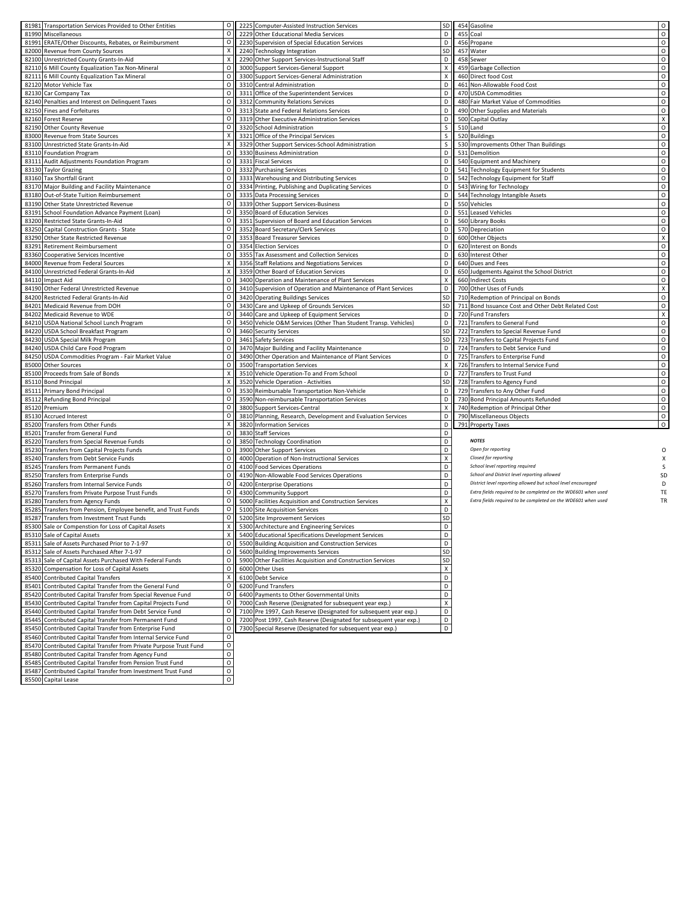| | | |
|---|---|---|
| 81981 | Transportation Services Provided to Other Entities | O |
| 81990 | Miscellaneous | O |
| 81991 | ERATE/Other Discounts, Rebates, or Reimbursment | O |
| 82000 | Revenue from County Sources | X |
| 82100 | Unrestricted County Grants-In-Aid | X |
| 82110 | 6 Mill County Equalization Tax Non-Mineral | O |
| 82111 | 6 Mill County Equalization Tax Mineral | O |
| 82120 | Motor Vehicle Tax | O |
| 82130 | Car Company Tax | O |
| 82140 | Penalties and Interest on Delinquent Taxes | O |
| 82150 | Fines and Forfeitures | O |
| 82160 | Forest Reserve | O |
| 82190 | Other County Revenue | O |
| 83000 | Revenue from State Sources | X |
| 83100 | Unrestricted State Grants-In-Aid | X |
| 83110 | Foundation Program | O |
| 83111 | Audit Adjustments Foundation Program | O |
| 83130 | Taylor Grazing | O |
| 83160 | Tax Shortfall Grant | O |
| 83170 | Major Building and Facility Maintenance | O |
| 83180 | Out-of-State Tuition Reimbursement | O |
| 83190 | Other State Unrestricted Revenue | O |
| 83191 | School Foundation Advance Payment (Loan) | O |
| 83200 | Restricted State Grants-In-Aid | O |
| 83250 | Capital Construction Grants - State | O |
| 83290 | Other State Restricted Revenue | O |
| 83291 | Retirement Reimbursement | O |
| 83360 | Cooperative Services Incentive | O |
| 84000 | Revenue from Federal Sources | X |
| 84100 | Unrestricted Federal Grants-In-Aid | X |
| 84110 | Impact Aid | O |
| 84190 | Other Federal Unrestricted Revenue | O |
| 84200 | Restricted Federal Grants-In-Aid | O |
| 84201 | Medicaid Revenue from DOH | O |
| 84202 | Medicaid Revenue to WDE | O |
| 84210 | USDA National School Lunch Program | O |
| 84220 | USDA School Breakfast Program | O |
| 84230 | USDA Special Milk Program | O |
| 84240 | USDA Child Care Food Program | O |
| 84250 | USDA Commodities Program - Fair Market Value | O |
| 85000 | Other Sources | O |
| 85100 | Proceeds from Sale of Bonds | X |
| 85110 | Bond Principal | X |
| 85111 | Primary Bond Principal | O |
| 85112 | Refunding Bond Principal | O |
| 85120 | Premium | O |
| 85130 | Accrued Interest | O |
| 85200 | Transfers from Other Funds | X |
| 85201 | Transfer from General Fund | O |
| 85220 | Transfers from Special Revenue Funds | O |
| 85230 | Transfers from Capital Projects Funds | O |
| 85240 | Transfers from Debt Service Funds | O |
| 85245 | Transfers from Permanent Funds | O |
| 85250 | Transfers from Enterprise Funds | O |
| 85260 | Transfers from Internal Service Funds | O |
| 85270 | Transfers from Private Purpose Trust Funds | O |
| 85280 | Transfers from Agency Funds | O |
| 85285 | Transfers from Pension, Employee benefit, and Trust Funds | O |
| 85287 | Transfers from Investment Trust Funds | O |
| 85300 | Sale or Compenstion for Loss of Capital Assets | X |
| 85310 | Sale of Capital Assets | X |
| 85311 | Sale of Assets Purchased Prior to 7-1-97 | O |
| 85312 | Sale of Assets Purchased After 7-1-97 | O |
| 85313 | Sale of Capital Assets Purchased With Federal Funds | O |
| 85320 | Compensation for Loss of Capital Assets | O |
| 85400 | Contributed Capital Transfers | X |
| 85401 | Contributed Capital Transfer from the General Fund | O |
| 85420 | Contributed Capital Transfer from Special Revenue Fund | O |
| 85430 | Contributed Capital Transfer from Capital Projects Fund | O |
| 85440 | Contributed Capital Transfer from Debt Service Fund | O |
| 85445 | Contributed Capital Transfer from Permanent Fund | O |
| 85450 | Contributed Capital Transfer from Enterprise Fund | O |
| 85460 | Contributed Capital Transfer from Internal Service Fund | O |
| 85470 | Contributed Capital Transfer from Private Purpose Trust Fund | O |
| 85480 | Contributed Capital Transfer from Agency Fund | O |
| 85485 | Contributed Capital Transfer from Pension Trust Fund | O |
| 85487 | Contributed Capital Transfer from Investment Trust Fund | O |
| 85500 | Capital Lease | O |

| | | |
|---|---|---|
| 2225 | Computer-Assisted Instruction Services | SD |
| 2229 | Other Educational Media Services | D |
| 2230 | Supervision of Special Education Services | D |
| 2240 | Technology Integration | SD |
| 2290 | Other Support Services-Instructional Staff | D |
| 3000 | Support Services-General Support | X |
| 3300 | Support Services-General Administration | X |
| 3310 | Central Administration | D |
| 3311 | Office of the Superintendent Services | D |
| 3312 | Community Relations Services | D |
| 3313 | State and Federal Relations Services | D |
| 3319 | Other Executive Administration Services | D |
| 3320 | School Administration | S |
| 3321 | Office of the Principal Services | S |
| 3329 | Other Support Services-School Administration | S |
| 3330 | Business Administration | D |
| 3331 | Fiscal Services | D |
| 3332 | Purchasing Services | D |
| 3333 | Warehousing and Distributing Services | D |
| 3334 | Printing, Publishing and Duplicating Services | D |
| 3335 | Data Processing Services | D |
| 3339 | Other Support Services-Business | D |
| 3350 | Board of Education Services | D |
| 3351 | Supervision of Board and Education Services | D |
| 3352 | Board Secretary/Clerk Services | D |
| 3353 | Board Treasurer Services | D |
| 3354 | Election Services | D |
| 3355 | Tax Assessment and Collection Services | D |
| 3356 | Staff Relations and Negotiations Services | D |
| 3359 | Other Board of Education Services | D |
| 3400 | Operation and Maintenance of Plant Services | X |
| 3410 | Supervision of Operation and Maintenance of Plant Services | D |
| 3420 | Operating Buildings Services | SD |
| 3430 | Care and Upkeep of Grounds Services | SD |
| 3440 | Care and Upkeep of Equipment Services | D |
| 3450 | Vehicle O&M Services (Other Than Student Transp. Vehicles) | D |
| 3460 | Security Services | SD |
| 3461 | Safety Services | SD |
| 3470 | Major Building and Facility Maintenance | D |
| 3490 | Other Operation and Maintenance of Plant Services | D |
| 3500 | Transportation Services | X |
| 3510 | Vehicle Operation-To and From School | D |
| 3520 | Vehicle Operation - Activities | SD |
| 3530 | Reimbursable Transportation Non-Vehicle | D |
| 3590 | Non-reimbursable Transportation Services | D |
| 3800 | Support Services-Central | X |
| 3810 | Planning, Research, Development and Evaluation Services | D |
| 3820 | Information Services | D |
| 3830 | Staff Services | D |
| 3850 | Technology Coordination | D |
| 3900 | Other Support Services | D |
| 4000 | Operation of Non-Instructional Services | X |
| 4100 | Food Services Operations | D |
| 4190 | Non-Allowable Food Services Operations | D |
| 4200 | Enterprise Operations | D |
| 4300 | Community Support | D |
| 5000 | Facilities Acquisition and Construction Services | X |
| 5100 | Site Acquisition Services | D |
| 5200 | Site Improvement Services | SD |
| 5300 | Architecture and Engineering Services | D |
| 5400 | Educational Specifications Development Services | D |
| 5500 | Building Acquisition and Construction Services | D |
| 5600 | Building Improvements Services | SD |
| 5900 | Other Facilities Acquisition and Construction Services | SD |
| 6000 | Other Uses | X |
| 6100 | Debt Service | D |
| 6200 | Fund Transfers | D |
| 6400 | Payments to Other Governmental Units | D |
| 7000 | Cash Reserve (Designated for subsequent year exp.) | X |
| 7100 | Pre 1997, Cash Reserve (Designated for subsequent year exp.) | D |
| 7200 | Post 1997, Cash Reserve (Designated for subsequent year exp.) | D |
| 7300 | Special Reserve (Designated for subsequent year exp.) | D |

| | | |
|---|---|---|
| 454 | Gasoline | O |
| 455 | Coal | O |
| 456 | Propane | O |
| 457 | Water | O |
| 458 | Sewer | O |
| 459 | Garbage Collection | O |
| 460 | Direct food Cost | O |
| 461 | Non-Allowable Food Cost | O |
| 470 | USDA Commodities | O |
| 480 | Fair Market Value of Commodities | O |
| 490 | Other Supplies and Materials | O |
| 500 | Capital Outlay | X |
| 510 | Land | O |
| 520 | Buildings | O |
| 530 | Improvements Other Than Buildings | O |
| 531 | Demolition | O |
| 540 | Equipment and Machinery | O |
| 541 | Technology Equipment for Students | O |
| 542 | Technology Equipment for Staff | O |
| 543 | Wiring for Technology | O |
| 544 | Technology Intangible Assets | O |
| 550 | Vehicles | O |
| 551 | Leased Vehicles | O |
| 560 | Library Books | O |
| 570 | Depreciation | O |
| 600 | Other Objects | X |
| 620 | Interest on Bonds | O |
| 630 | Interest Other | O |
| 640 | Dues and Fees | O |
| 650 | Judgements Against the School District | O |
| 660 | Indirect Costs | O |
| 700 | Other Uses of Funds | X |
| 710 | Redemption of Principal on Bonds | O |
| 711 | Bond Issuance Cost and Other Debt Related Cost | O |
| 720 | Fund Transfers | X |
| 721 | Transfers to General Fund | O |
| 722 | Transfers to Special Revenue Fund | O |
| 723 | Transfers to Capital Projects Fund | O |
| 724 | Transfers to Debt Service Fund | O |
| 725 | Transfers to Enterprise Fund | O |
| 726 | Transfers to Internal Service Fund | O |
| 727 | Transfers to Trust Fund | O |
| 728 | Transfers to Agency Fund | O |
| 729 | Transfers to Any Other Fund | O |
| 730 | Bond Principal Amounts Refunded | O |
| 740 | Redemption of Principal Other | O |
| 790 | Miscellaneous Objects | O |
| 791 | Property Taxes | O |

***NOTES***

| | |
|---|---|
| *Open for reporting* | O |
| *Closed for reporting* | X |
| *School level reporting required* | S |
| *School and District level reporting allowed* | SD |
| *District level reporting allowed but school level encouraged* | D |
| *Extra fields required to be completed on the WDE601 when used* | TE |
| *Extra fields required to be completed on the WDE601 when used* | TR |